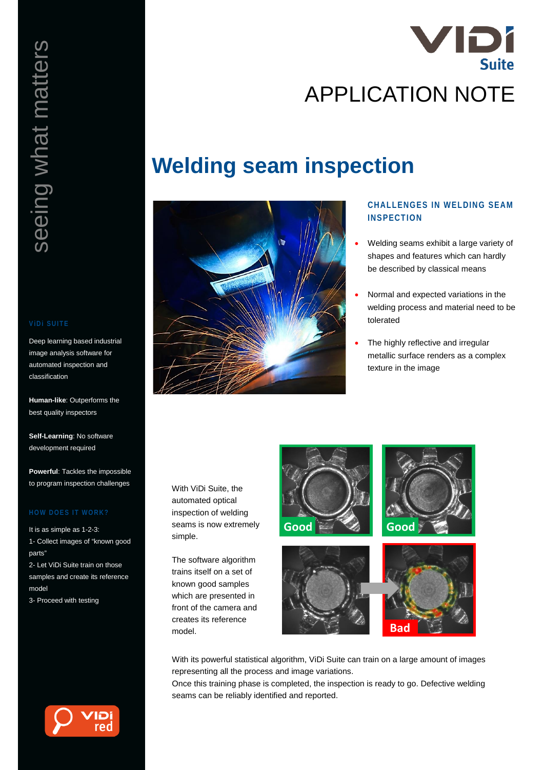seeing what matters

## ViDi SUITE

Deep learning based industrial image analysis software for automated inspection and classification

**Human-like**: Outperforms the best quality inspectors

**Self-Learning**: No software development required

**Powerful**: Tackles the impossible to program inspection challenges

## HOW DOES IT WORK?

It is as simple as 1-2-3:

1- Collect images of "known good parts"

2- Let ViDi Suite train on those samples and create its reference model

3- Proceed with testing

ViDi Suite

# APPLICATION NOTE

# Welding seam inspection

### CHALLENGES IN WELDING SEAM INSPECTION

- Welding seams exhibit a large variety of shapes and features which can hardly be described by classical means
- Normal and expected variations in the welding process and material need to be tolerated
- The highly reflective and irregular metallic surface renders as a complex texture in the image

With ViDi Suite, the automated optical inspection of welding seams is now extremely simple.

The software algorithm trains itself on a set of known good samples which are presented in front of the camera and creates its reference model.

Good

Good

Bad

With its powerful statistical algorithm, ViDi Suite can train on a large amount of images representing all the process and image variations.

Once this training phase is completed, the inspection is ready to go. Defective welding seams can be reliably identified and reported.

ViDi red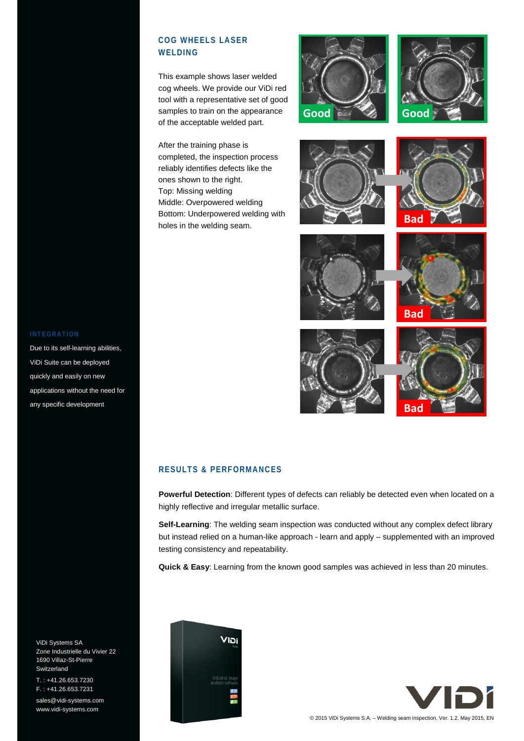## COG WHEELS LASER WELDING

This example shows laser welded cog wheels. We provide our ViDi red tool with a representative set of good samples to train on the appearance of the acceptable welded part.

After the training phase is completed, the inspection process reliably identifies defects like the ones shown to the right.
Top: Missing welding
Middle: Overpowered welding
Bottom: Underpowered welding with holes in the welding seam.

Good

Good

Bad

Bad

Bad

## INTEGRATION

Due to its self-learning abilities, ViDi Suite can be deployed quickly and easily on new applications without the need for any specific development

## RESULTS & PERFORMANCES

**Powerful Detection**: Different types of defects can reliably be detected even when located on a highly reflective and irregular metallic surface.

**Self-Learning**: The welding seam inspection was conducted without any complex defect library but instead relied on a human-like approach - learn and apply – supplemented with an improved testing consistency and repeatability.

**Quick & Easy**: Learning from the known good samples was achieved in less than 20 minutes.

ViDi Systems SA
Zone Industrielle du Vivier 22
1690 Villaz-St-Pierre
Switzerland

T. : +41.26.653.7230
F. : +41.26.653.7231

sales@vidi-systems.com
www.vidi-systems.com

© 2015 ViDi Systems S.A. – Welding seam inspection, Ver. 1.2, May 2015, EN